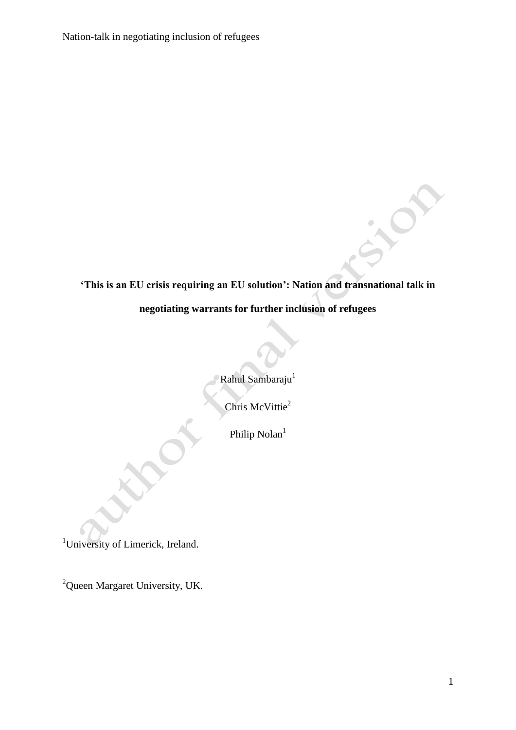# 'This is an EU crisis requiring an EU solution': Nation and transnational talk in negotiating warrants for further inclusion of refugees

Rahul Sambaraju[1]

Chris McVittie[2]

Philip Nolan[1]

[1]University of Limerick, Ireland.

[2]Queen Margaret University, UK.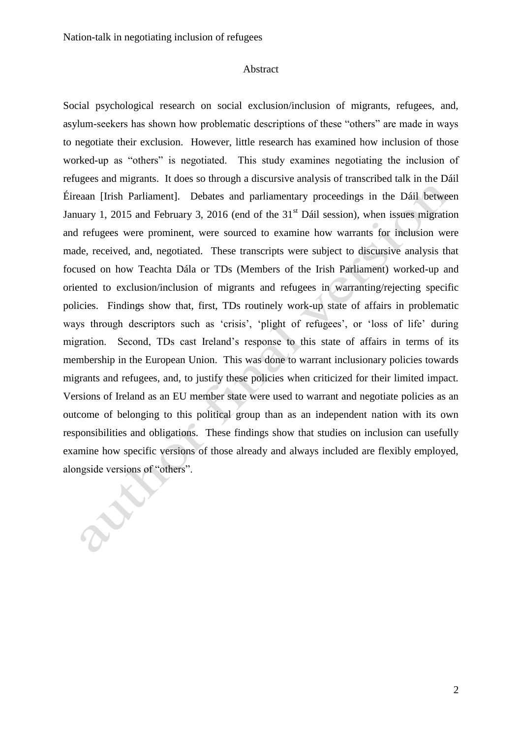## Abstract

Social psychological research on social exclusion/inclusion of migrants, refugees, and, asylum-seekers has shown how problematic descriptions of these "others" are made in ways to negotiate their exclusion. However, little research has examined how inclusion of those worked-up as "others" is negotiated. This study examines negotiating the inclusion of refugees and migrants. It does so through a discursive analysis of transcribed talk in the Dáil Éireaan [Irish Parliament]. Debates and parliamentary proceedings in the Dáil between January 1, 2015 and February 3, 2016 (end of the 31st Dáil session), when issues migration and refugees were prominent, were sourced to examine how warrants for inclusion were made, received, and, negotiated. These transcripts were subject to discursive analysis that focused on how Teachta Dála or TDs (Members of the Irish Parliament) worked-up and oriented to exclusion/inclusion of migrants and refugees in warranting/rejecting specific policies. Findings show that, first, TDs routinely work-up state of affairs in problematic ways through descriptors such as 'crisis', 'plight of refugees', or 'loss of life' during migration. Second, TDs cast Ireland's response to this state of affairs in terms of its membership in the European Union. This was done to warrant inclusionary policies towards migrants and refugees, and, to justify these policies when criticized for their limited impact. Versions of Ireland as an EU member state were used to warrant and negotiate policies as an outcome of belonging to this political group than as an independent nation with its own responsibilities and obligations. These findings show that studies on inclusion can usefully examine how specific versions of those already and always included are flexibly employed, alongside versions of "others".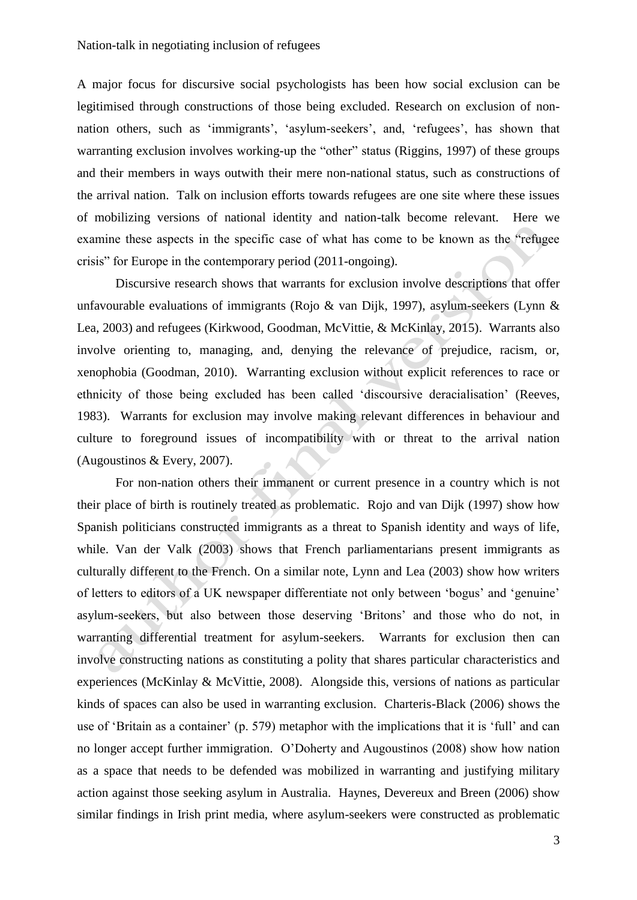A major focus for discursive social psychologists has been how social exclusion can be legitimised through constructions of those being excluded. Research on exclusion of non-nation others, such as 'immigrants', 'asylum-seekers', and, 'refugees', has shown that warranting exclusion involves working-up the "other" status (Riggins, 1997) of these groups and their members in ways outwith their mere non-national status, such as constructions of the arrival nation. Talk on inclusion efforts towards refugees are one site where these issues of mobilizing versions of national identity and nation-talk become relevant. Here we examine these aspects in the specific case of what has come to be known as the "refugee crisis" for Europe in the contemporary period (2011-ongoing).

Discursive research shows that warrants for exclusion involve descriptions that offer unfavourable evaluations of immigrants (Rojo & van Dijk, 1997), asylum-seekers (Lynn & Lea, 2003) and refugees (Kirkwood, Goodman, McVittie, & McKinlay, 2015). Warrants also involve orienting to, managing, and, denying the relevance of prejudice, racism, or, xenophobia (Goodman, 2010). Warranting exclusion without explicit references to race or ethnicity of those being excluded has been called 'discoursive deracialisation' (Reeves, 1983). Warrants for exclusion may involve making relevant differences in behaviour and culture to foreground issues of incompatibility with or threat to the arrival nation (Augoustinos & Every, 2007).

For non-nation others their immanent or current presence in a country which is not their place of birth is routinely treated as problematic. Rojo and van Dijk (1997) show how Spanish politicians constructed immigrants as a threat to Spanish identity and ways of life, while. Van der Valk (2003) shows that French parliamentarians present immigrants as culturally different to the French. On a similar note, Lynn and Lea (2003) show how writers of letters to editors of a UK newspaper differentiate not only between 'bogus' and 'genuine' asylum-seekers, but also between those deserving 'Britons' and those who do not, in warranting differential treatment for asylum-seekers. Warrants for exclusion then can involve constructing nations as constituting a polity that shares particular characteristics and experiences (McKinlay & McVittie, 2008). Alongside this, versions of nations as particular kinds of spaces can also be used in warranting exclusion. Charteris-Black (2006) shows the use of 'Britain as a container' (p. 579) metaphor with the implications that it is 'full' and can no longer accept further immigration. O'Doherty and Augoustinos (2008) show how nation as a space that needs to be defended was mobilized in warranting and justifying military action against those seeking asylum in Australia. Haynes, Devereux and Breen (2006) show similar findings in Irish print media, where asylum-seekers were constructed as problematic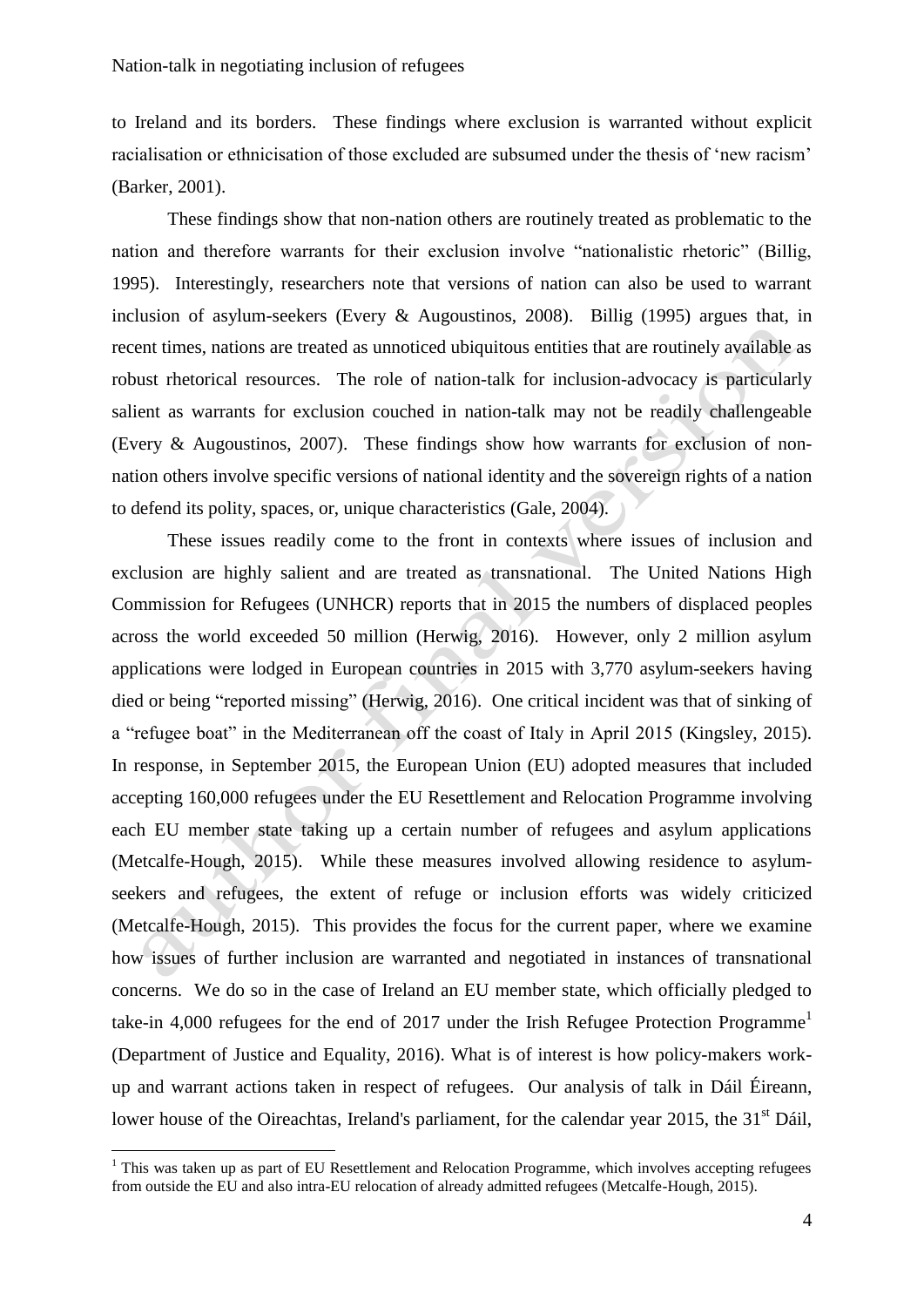to Ireland and its borders. These findings where exclusion is warranted without explicit racialisation or ethnicisation of those excluded are subsumed under the thesis of 'new racism' (Barker, 2001).

These findings show that non-nation others are routinely treated as problematic to the nation and therefore warrants for their exclusion involve "nationalistic rhetoric" (Billig, 1995). Interestingly, researchers note that versions of nation can also be used to warrant inclusion of asylum-seekers (Every & Augoustinos, 2008). Billig (1995) argues that, in recent times, nations are treated as unnoticed ubiquitous entities that are routinely available as robust rhetorical resources. The role of nation-talk for inclusion-advocacy is particularly salient as warrants for exclusion couched in nation-talk may not be readily challengeable (Every & Augoustinos, 2007). These findings show how warrants for exclusion of non-nation others involve specific versions of national identity and the sovereign rights of a nation to defend its polity, spaces, or, unique characteristics (Gale, 2004).

These issues readily come to the front in contexts where issues of inclusion and exclusion are highly salient and are treated as transnational. The United Nations High Commission for Refugees (UNHCR) reports that in 2015 the numbers of displaced peoples across the world exceeded 50 million (Herwig, 2016). However, only 2 million asylum applications were lodged in European countries in 2015 with 3,770 asylum-seekers having died or being "reported missing" (Herwig, 2016). One critical incident was that of sinking of a "refugee boat" in the Mediterranean off the coast of Italy in April 2015 (Kingsley, 2015). In response, in September 2015, the European Union (EU) adopted measures that included accepting 160,000 refugees under the EU Resettlement and Relocation Programme involving each EU member state taking up a certain number of refugees and asylum applications (Metcalfe-Hough, 2015). While these measures involved allowing residence to asylum-seekers and refugees, the extent of refuge or inclusion efforts was widely criticized (Metcalfe-Hough, 2015). This provides the focus for the current paper, where we examine how issues of further inclusion are warranted and negotiated in instances of transnational concerns. We do so in the case of Ireland an EU member state, which officially pledged to take-in 4,000 refugees for the end of 2017 under the Irish Refugee Protection Programme[1] (Department of Justice and Equality, 2016). What is of interest is how policy-makers work-up and warrant actions taken in respect of refugees. Our analysis of talk in Dáil Éireann, lower house of the Oireachtas, Ireland's parliament, for the calendar year 2015, the 31st Dáil,

[1] This was taken up as part of EU Resettlement and Relocation Programme, which involves accepting refugees from outside the EU and also intra-EU relocation of already admitted refugees (Metcalfe-Hough, 2015).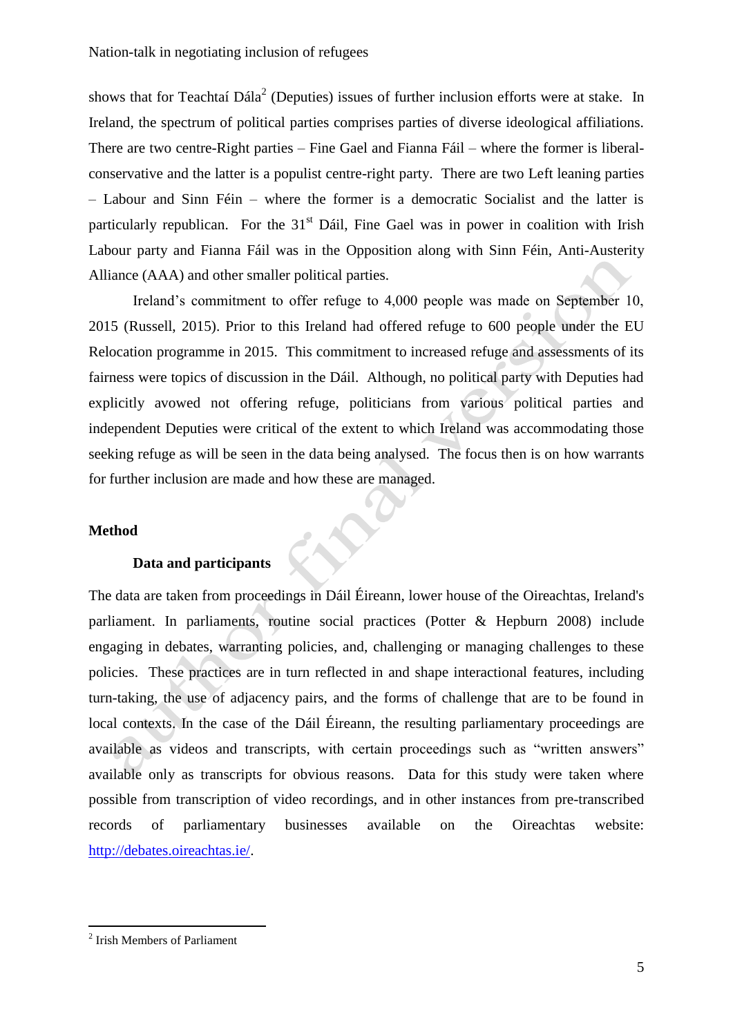shows that for Teachtaí Dála[2] (Deputies) issues of further inclusion efforts were at stake. In Ireland, the spectrum of political parties comprises parties of diverse ideological affiliations. There are two centre-Right parties – Fine Gael and Fianna Fáil – where the former is liberal-conservative and the latter is a populist centre-right party. There are two Left leaning parties – Labour and Sinn Féin – where the former is a democratic Socialist and the latter is particularly republican. For the 31st Dáil, Fine Gael was in power in coalition with Irish Labour party and Fianna Fáil was in the Opposition along with Sinn Féin, Anti-Austerity Alliance (AAA) and other smaller political parties.

Ireland's commitment to offer refuge to 4,000 people was made on September 10, 2015 (Russell, 2015). Prior to this Ireland had offered refuge to 600 people under the EU Relocation programme in 2015. This commitment to increased refuge and assessments of its fairness were topics of discussion in the Dáil. Although, no political party with Deputies had explicitly avowed not offering refuge, politicians from various political parties and independent Deputies were critical of the extent to which Ireland was accommodating those seeking refuge as will be seen in the data being analysed. The focus then is on how warrants for further inclusion are made and how these are managed.

## Method

### Data and participants

The data are taken from proceedings in Dáil Éireann, lower house of the Oireachtas, Ireland's parliament. In parliaments, routine social practices (Potter & Hepburn 2008) include engaging in debates, warranting policies, and, challenging or managing challenges to these policies. These practices are in turn reflected in and shape interactional features, including turn-taking, the use of adjacency pairs, and the forms of challenge that are to be found in local contexts. In the case of the Dáil Éireann, the resulting parliamentary proceedings are available as videos and transcripts, with certain proceedings such as "written answers" available only as transcripts for obvious reasons. Data for this study were taken where possible from transcription of video recordings, and in other instances from pre-transcribed records of parliamentary businesses available on the Oireachtas website: http://debates.oireachtas.ie/.

[2] Irish Members of Parliament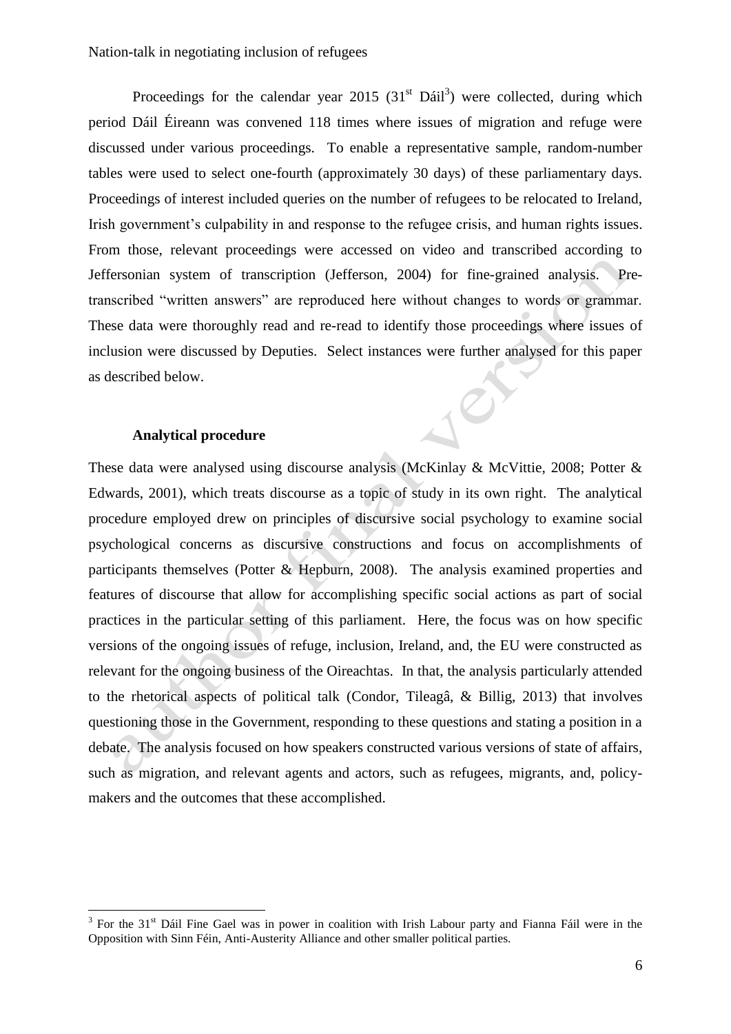Proceedings for the calendar year 2015 (31st Dáil[3]) were collected, during which period Dáil Éireann was convened 118 times where issues of migration and refuge were discussed under various proceedings. To enable a representative sample, random-number tables were used to select one-fourth (approximately 30 days) of these parliamentary days. Proceedings of interest included queries on the number of refugees to be relocated to Ireland, Irish government's culpability in and response to the refugee crisis, and human rights issues. From those, relevant proceedings were accessed on video and transcribed according to Jeffersonian system of transcription (Jefferson, 2004) for fine-grained analysis. Pre-transcribed "written answers" are reproduced here without changes to words or grammar. These data were thoroughly read and re-read to identify those proceedings where issues of inclusion were discussed by Deputies. Select instances were further analysed for this paper as described below.

### Analytical procedure

These data were analysed using discourse analysis (McKinlay & McVittie, 2008; Potter & Edwards, 2001), which treats discourse as a topic of study in its own right. The analytical procedure employed drew on principles of discursive social psychology to examine social psychological concerns as discursive constructions and focus on accomplishments of participants themselves (Potter & Hepburn, 2008). The analysis examined properties and features of discourse that allow for accomplishing specific social actions as part of social practices in the particular setting of this parliament. Here, the focus was on how specific versions of the ongoing issues of refuge, inclusion, Ireland, and, the EU were constructed as relevant for the ongoing business of the Oireachtas. In that, the analysis particularly attended to the rhetorical aspects of political talk (Condor, Tileagâ, & Billig, 2013) that involves questioning those in the Government, responding to these questions and stating a position in a debate. The analysis focused on how speakers constructed various versions of state of affairs, such as migration, and relevant agents and actors, such as refugees, migrants, and, policy-makers and the outcomes that these accomplished.

[3] For the 31st Dáil Fine Gael was in power in coalition with Irish Labour party and Fianna Fáil were in the Opposition with Sinn Féin, Anti-Austerity Alliance and other smaller political parties.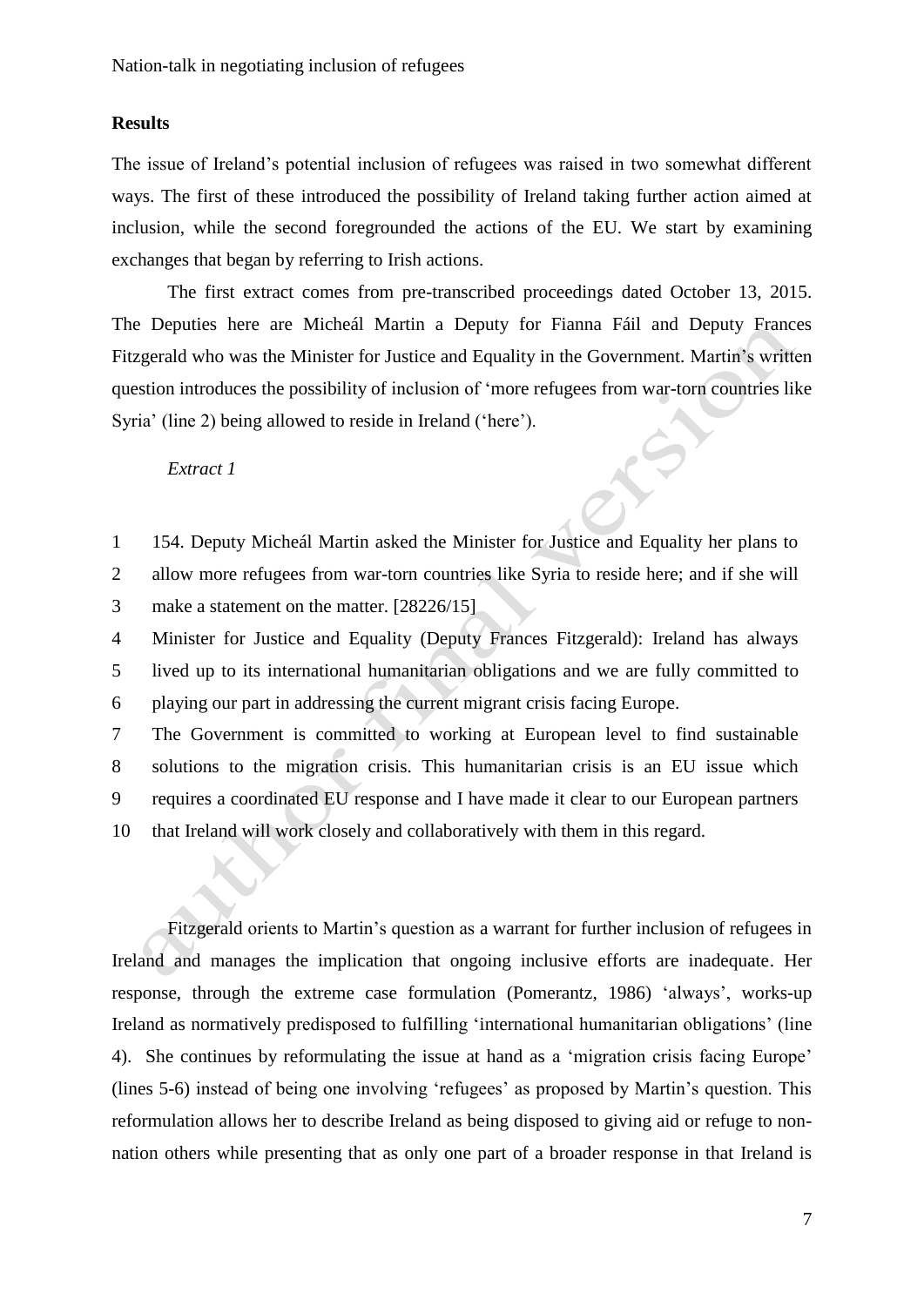## Results

The issue of Ireland's potential inclusion of refugees was raised in two somewhat different ways. The first of these introduced the possibility of Ireland taking further action aimed at inclusion, while the second foregrounded the actions of the EU. We start by examining exchanges that began by referring to Irish actions.

The first extract comes from pre-transcribed proceedings dated October 13, 2015. The Deputies here are Micheál Martin a Deputy for Fianna Fáil and Deputy Frances Fitzgerald who was the Minister for Justice and Equality in the Government. Martin's written question introduces the possibility of inclusion of 'more refugees from war-torn countries like Syria' (line 2) being allowed to reside in Ireland ('here').

*Extract 1*

1 154. Deputy Micheál Martin asked the Minister for Justice and Equality her plans to
2 allow more refugees from war-torn countries like Syria to reside here; and if she will
3 make a statement on the matter. [28226/15]
4 Minister for Justice and Equality (Deputy Frances Fitzgerald): Ireland has always
5 lived up to its international humanitarian obligations and we are fully committed to
6 playing our part in addressing the current migrant crisis facing Europe.
7 The Government is committed to working at European level to find sustainable
8 solutions to the migration crisis. This humanitarian crisis is an EU issue which
9 requires a coordinated EU response and I have made it clear to our European partners
10 that Ireland will work closely and collaboratively with them in this regard.

Fitzgerald orients to Martin's question as a warrant for further inclusion of refugees in Ireland and manages the implication that ongoing inclusive efforts are inadequate. Her response, through the extreme case formulation (Pomerantz, 1986) 'always', works-up Ireland as normatively predisposed to fulfilling 'international humanitarian obligations' (line 4). She continues by reformulating the issue at hand as a 'migration crisis facing Europe' (lines 5-6) instead of being one involving 'refugees' as proposed by Martin's question. This reformulation allows her to describe Ireland as being disposed to giving aid or refuge to non-nation others while presenting that as only one part of a broader response in that Ireland is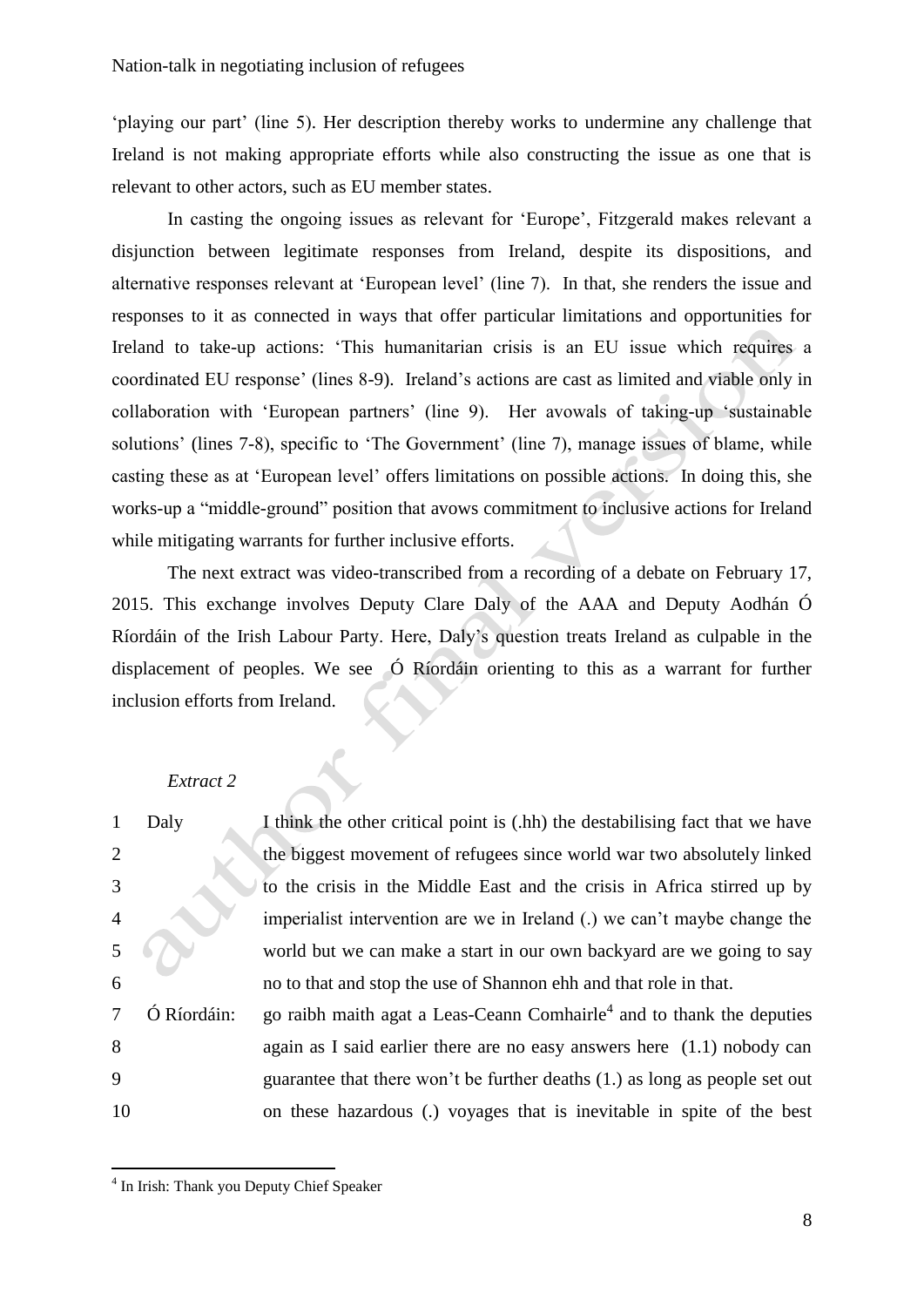'playing our part' (line 5). Her description thereby works to undermine any challenge that Ireland is not making appropriate efforts while also constructing the issue as one that is relevant to other actors, such as EU member states.

In casting the ongoing issues as relevant for 'Europe', Fitzgerald makes relevant a disjunction between legitimate responses from Ireland, despite its dispositions, and alternative responses relevant at 'European level' (line 7). In that, she renders the issue and responses to it as connected in ways that offer particular limitations and opportunities for Ireland to take-up actions: 'This humanitarian crisis is an EU issue which requires a coordinated EU response' (lines 8-9). Ireland's actions are cast as limited and viable only in collaboration with 'European partners' (line 9). Her avowals of taking-up 'sustainable solutions' (lines 7-8), specific to 'The Government' (line 7), manage issues of blame, while casting these as at 'European level' offers limitations on possible actions. In doing this, she works-up a "middle-ground" position that avows commitment to inclusive actions for Ireland while mitigating warrants for further inclusive efforts.

The next extract was video-transcribed from a recording of a debate on February 17, 2015. This exchange involves Deputy Clare Daly of the AAA and Deputy Aodhán Ó Ríordáin of the Irish Labour Party. Here, Daly's question treats Ireland as culpable in the displacement of peoples. We see Ó Ríordáin orienting to this as a warrant for further inclusion efforts from Ireland.

*Extract 2*

| | | |
|---|---|---|
| 1 | Daly | I think the other critical point is (.hh) the destabilising fact that we have |
| 2 | | the biggest movement of refugees since world war two absolutely linked |
| 3 | | to the crisis in the Middle East and the crisis in Africa stirred up by |
| 4 | | imperialist intervention are we in Ireland (.) we can't maybe change the |
| 5 | | world but we can make a start in our own backyard are we going to say |
| 6 | | no to that and stop the use of Shannon ehh and that role in that. |
| 7 | Ó Ríordáin: | go raibh maith agat a Leas-Ceann Comhairle[4] and to thank the deputies |
| 8 | | again as I said earlier there are no easy answers here (1.1) nobody can |
| 9 | | guarantee that there won't be further deaths (1.) as long as people set out |
| 10 | | on these hazardous (.) voyages that is inevitable in spite of the best |

[4] In Irish: Thank you Deputy Chief Speaker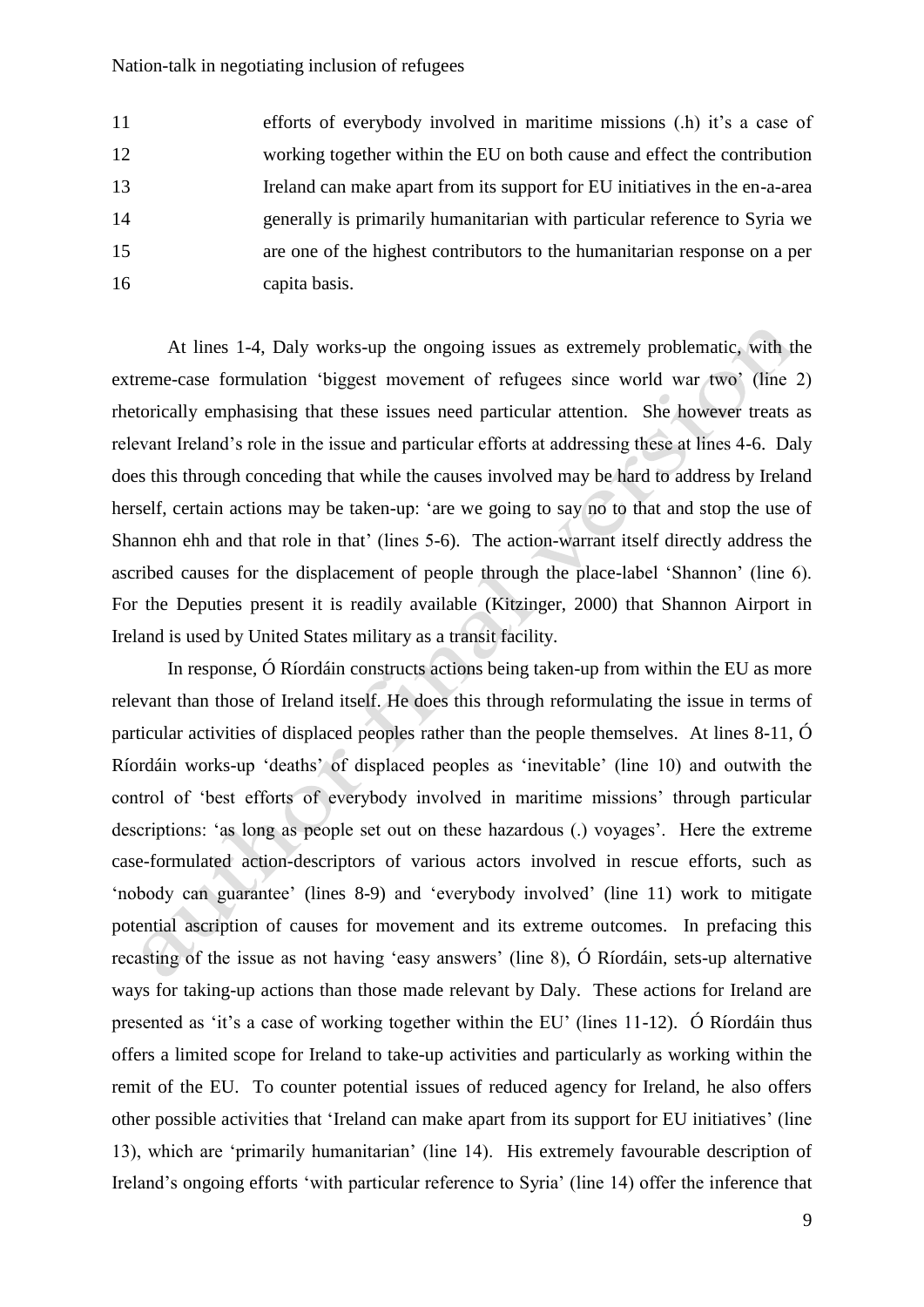| | |
|---|---|
| 11 | efforts of everybody involved in maritime missions (.h) it's a case of |
| 12 | working together within the EU on both cause and effect the contribution |
| 13 | Ireland can make apart from its support for EU initiatives in the en-a-area |
| 14 | generally is primarily humanitarian with particular reference to Syria we |
| 15 | are one of the highest contributors to the humanitarian response on a per |
| 16 | capita basis. |

At lines 1-4, Daly works-up the ongoing issues as extremely problematic, with the extreme-case formulation 'biggest movement of refugees since world war two' (line 2) rhetorically emphasising that these issues need particular attention. She however treats as relevant Ireland's role in the issue and particular efforts at addressing these at lines 4-6. Daly does this through conceding that while the causes involved may be hard to address by Ireland herself, certain actions may be taken-up: 'are we going to say no to that and stop the use of Shannon ehh and that role in that' (lines 5-6). The action-warrant itself directly address the ascribed causes for the displacement of people through the place-label 'Shannon' (line 6). For the Deputies present it is readily available (Kitzinger, 2000) that Shannon Airport in Ireland is used by United States military as a transit facility.

In response, Ó Ríordáin constructs actions being taken-up from within the EU as more relevant than those of Ireland itself. He does this through reformulating the issue in terms of particular activities of displaced peoples rather than the people themselves. At lines 8-11, Ó Ríordáin works-up 'deaths' of displaced peoples as 'inevitable' (line 10) and outwith the control of 'best efforts of everybody involved in maritime missions' through particular descriptions: 'as long as people set out on these hazardous (.) voyages'. Here the extreme case-formulated action-descriptors of various actors involved in rescue efforts, such as 'nobody can guarantee' (lines 8-9) and 'everybody involved' (line 11) work to mitigate potential ascription of causes for movement and its extreme outcomes. In prefacing this recasting of the issue as not having 'easy answers' (line 8), Ó Ríordáin, sets-up alternative ways for taking-up actions than those made relevant by Daly. These actions for Ireland are presented as 'it's a case of working together within the EU' (lines 11-12). Ó Ríordáin thus offers a limited scope for Ireland to take-up activities and particularly as working within the remit of the EU. To counter potential issues of reduced agency for Ireland, he also offers other possible activities that 'Ireland can make apart from its support for EU initiatives' (line 13), which are 'primarily humanitarian' (line 14). His extremely favourable description of Ireland's ongoing efforts 'with particular reference to Syria' (line 14) offer the inference that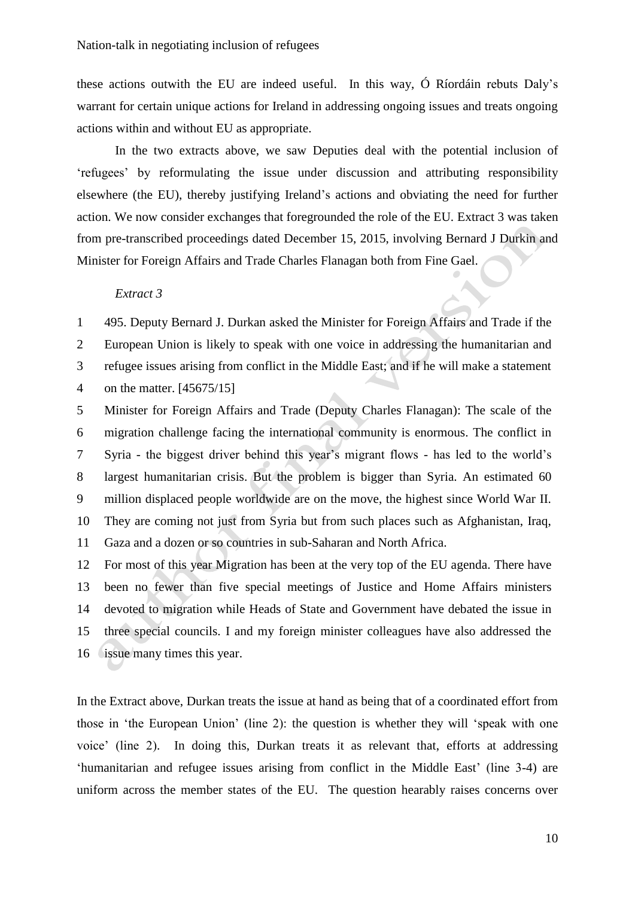these actions outwith the EU are indeed useful. In this way, Ó Ríordáin rebuts Daly's warrant for certain unique actions for Ireland in addressing ongoing issues and treats ongoing actions within and without EU as appropriate.

In the two extracts above, we saw Deputies deal with the potential inclusion of 'refugees' by reformulating the issue under discussion and attributing responsibility elsewhere (the EU), thereby justifying Ireland's actions and obviating the need for further action. We now consider exchanges that foregrounded the role of the EU. Extract 3 was taken from pre-transcribed proceedings dated December 15, 2015, involving Bernard J Durkin and Minister for Foreign Affairs and Trade Charles Flanagan both from Fine Gael.

*Extract 3*

1 495. Deputy Bernard J. Durkan asked the Minister for Foreign Affairs and Trade if the
2 European Union is likely to speak with one voice in addressing the humanitarian and
3 refugee issues arising from conflict in the Middle East; and if he will make a statement
4 on the matter. [45675/15]
5 Minister for Foreign Affairs and Trade (Deputy Charles Flanagan): The scale of the
6 migration challenge facing the international community is enormous. The conflict in
7 Syria - the biggest driver behind this year's migrant flows - has led to the world's
8 largest humanitarian crisis. But the problem is bigger than Syria. An estimated 60
9 million displaced people worldwide are on the move, the highest since World War II.
10 They are coming not just from Syria but from such places such as Afghanistan, Iraq,
11 Gaza and a dozen or so countries in sub-Saharan and North Africa.
12 For most of this year Migration has been at the very top of the EU agenda. There have
13 been no fewer than five special meetings of Justice and Home Affairs ministers
14 devoted to migration while Heads of State and Government have debated the issue in
15 three special councils. I and my foreign minister colleagues have also addressed the
16 issue many times this year.

In the Extract above, Durkan treats the issue at hand as being that of a coordinated effort from those in 'the European Union' (line 2): the question is whether they will 'speak with one voice' (line 2). In doing this, Durkan treats it as relevant that, efforts at addressing 'humanitarian and refugee issues arising from conflict in the Middle East' (line 3-4) are uniform across the member states of the EU. The question hearably raises concerns over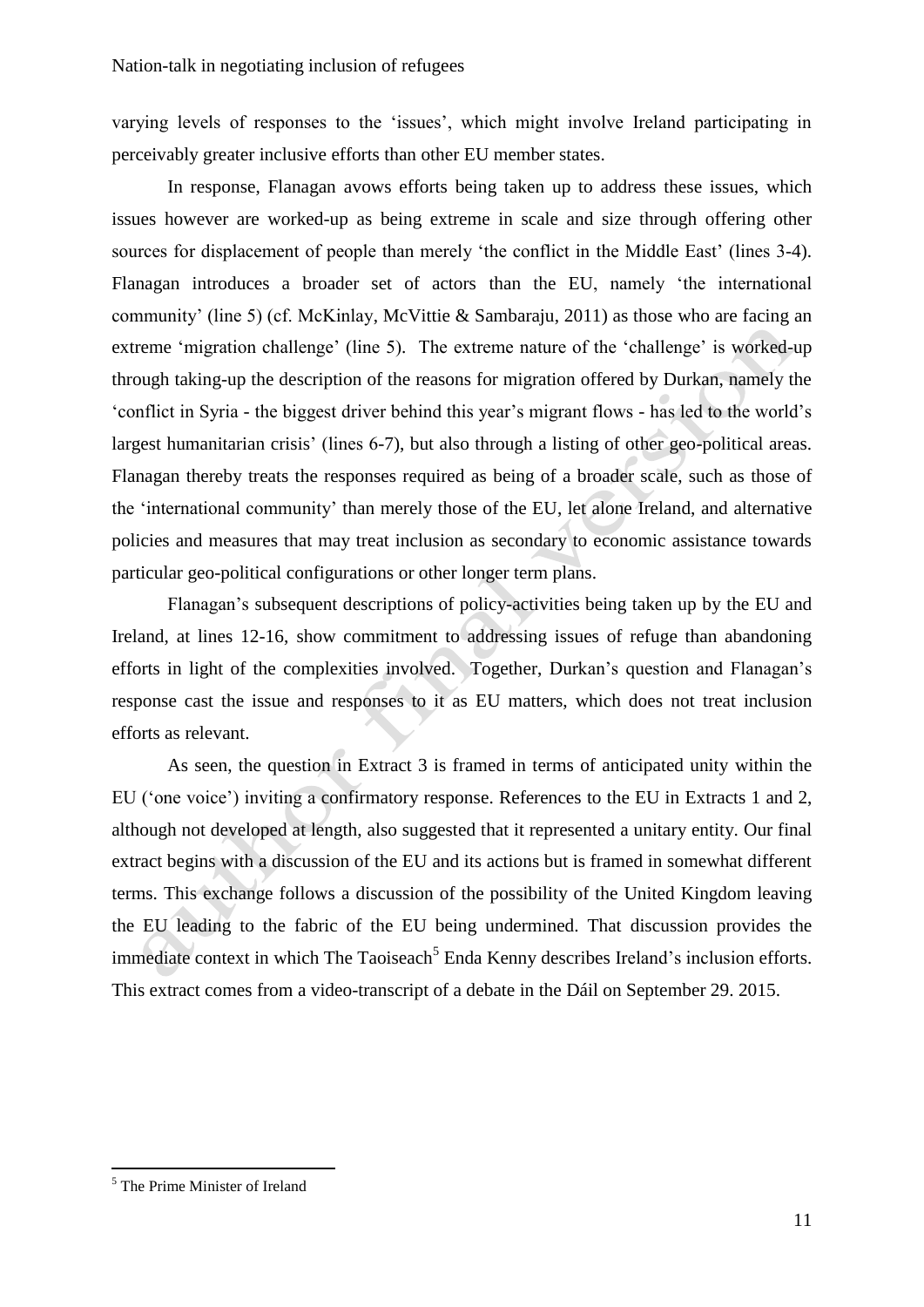varying levels of responses to the 'issues', which might involve Ireland participating in perceivably greater inclusive efforts than other EU member states.

In response, Flanagan avows efforts being taken up to address these issues, which issues however are worked-up as being extreme in scale and size through offering other sources for displacement of people than merely 'the conflict in the Middle East' (lines 3-4). Flanagan introduces a broader set of actors than the EU, namely 'the international community' (line 5) (cf. McKinlay, McVittie & Sambaraju, 2011) as those who are facing an extreme 'migration challenge' (line 5). The extreme nature of the 'challenge' is worked-up through taking-up the description of the reasons for migration offered by Durkan, namely the 'conflict in Syria - the biggest driver behind this year's migrant flows - has led to the world's largest humanitarian crisis' (lines 6-7), but also through a listing of other geo-political areas. Flanagan thereby treats the responses required as being of a broader scale, such as those of the 'international community' than merely those of the EU, let alone Ireland, and alternative policies and measures that may treat inclusion as secondary to economic assistance towards particular geo-political configurations or other longer term plans.

Flanagan's subsequent descriptions of policy-activities being taken up by the EU and Ireland, at lines 12-16, show commitment to addressing issues of refuge than abandoning efforts in light of the complexities involved. Together, Durkan's question and Flanagan's response cast the issue and responses to it as EU matters, which does not treat inclusion efforts as relevant.

As seen, the question in Extract 3 is framed in terms of anticipated unity within the EU ('one voice') inviting a confirmatory response. References to the EU in Extracts 1 and 2, although not developed at length, also suggested that it represented a unitary entity. Our final extract begins with a discussion of the EU and its actions but is framed in somewhat different terms. This exchange follows a discussion of the possibility of the United Kingdom leaving the EU leading to the fabric of the EU being undermined. That discussion provides the immediate context in which The Taoiseach[5] Enda Kenny describes Ireland's inclusion efforts. This extract comes from a video-transcript of a debate in the Dáil on September 29. 2015.

---

[5] The Prime Minister of Ireland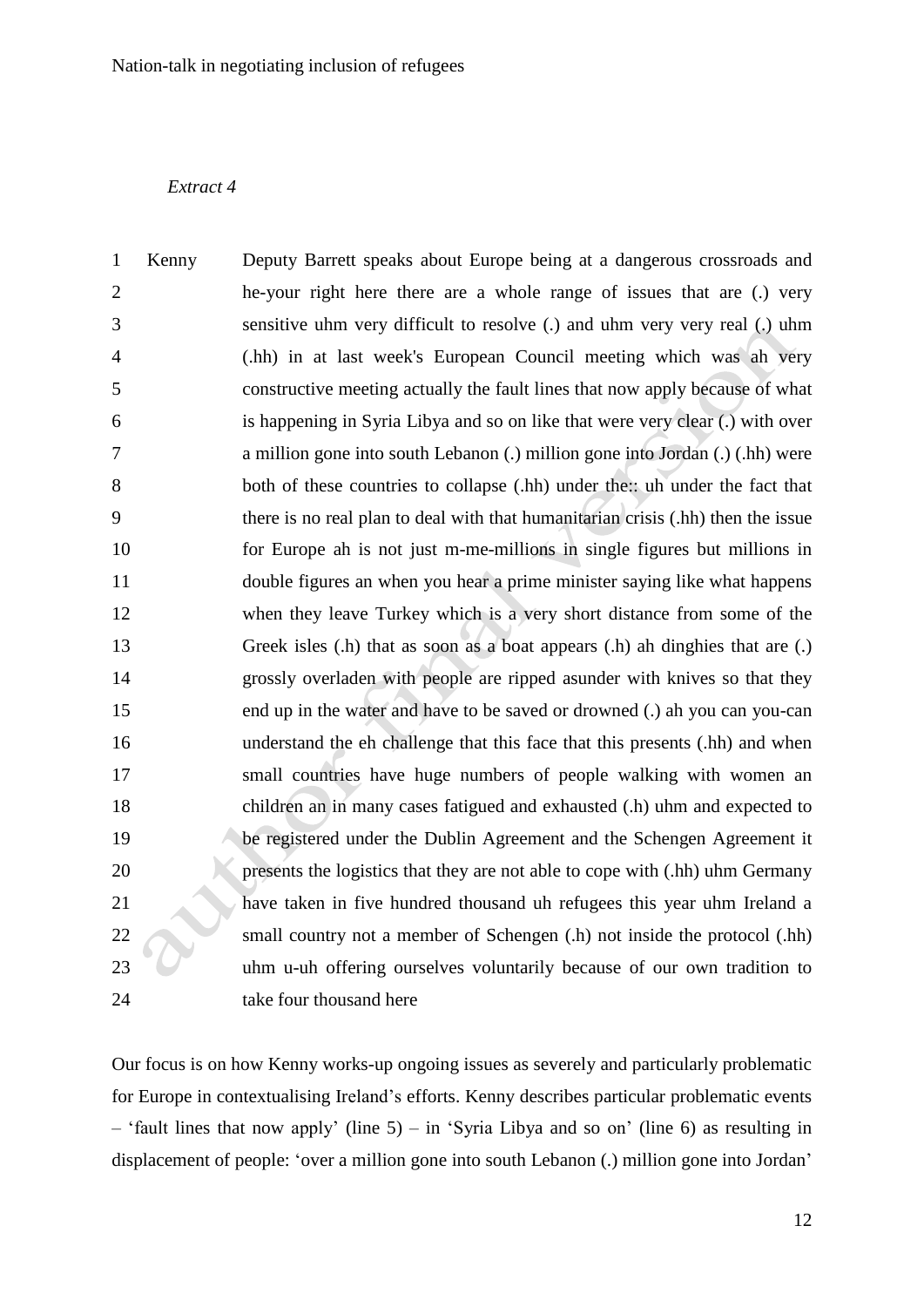*Extract 4*

| | | |
|---|---|---|
| 1 | Kenny | Deputy Barrett speaks about Europe being at a dangerous crossroads and |
| 2 | | he-your right here there are a whole range of issues that are (.) very |
| 3 | | sensitive uhm very difficult to resolve (.) and uhm very very real (.) uhm |
| 4 | | (.hh) in at last week's European Council meeting which was ah very |
| 5 | | constructive meeting actually the fault lines that now apply because of what |
| 6 | | is happening in Syria Libya and so on like that were very clear (.) with over |
| 7 | | a million gone into south Lebanon (.) million gone into Jordan (.) (.hh) were |
| 8 | | both of these countries to collapse (.hh) under the:: uh under the fact that |
| 9 | | there is no real plan to deal with that humanitarian crisis (.hh) then the issue |
| 10 | | for Europe ah is not just m-me-millions in single figures but millions in |
| 11 | | double figures an when you hear a prime minister saying like what happens |
| 12 | | when they leave Turkey which is a very short distance from some of the |
| 13 | | Greek isles (.h) that as soon as a boat appears (.h) ah dinghies that are (.) |
| 14 | | grossly overladen with people are ripped asunder with knives so that they |
| 15 | | end up in the water and have to be saved or drowned (.) ah you can you-can |
| 16 | | understand the eh challenge that this face that this presents (.hh) and when |
| 17 | | small countries have huge numbers of people walking with women an |
| 18 | | children an in many cases fatigued and exhausted (.h) uhm and expected to |
| 19 | | be registered under the Dublin Agreement and the Schengen Agreement it |
| 20 | | presents the logistics that they are not able to cope with (.hh) uhm Germany |
| 21 | | have taken in five hundred thousand uh refugees this year uhm Ireland a |
| 22 | | small country not a member of Schengen (.h) not inside the protocol (.hh) |
| 23 | | uhm u-uh offering ourselves voluntarily because of our own tradition to |
| 24 | | take four thousand here |

Our focus is on how Kenny works-up ongoing issues as severely and particularly problematic for Europe in contextualising Ireland's efforts. Kenny describes particular problematic events – 'fault lines that now apply' (line 5) – in 'Syria Libya and so on' (line 6) as resulting in displacement of people: 'over a million gone into south Lebanon (.) million gone into Jordan'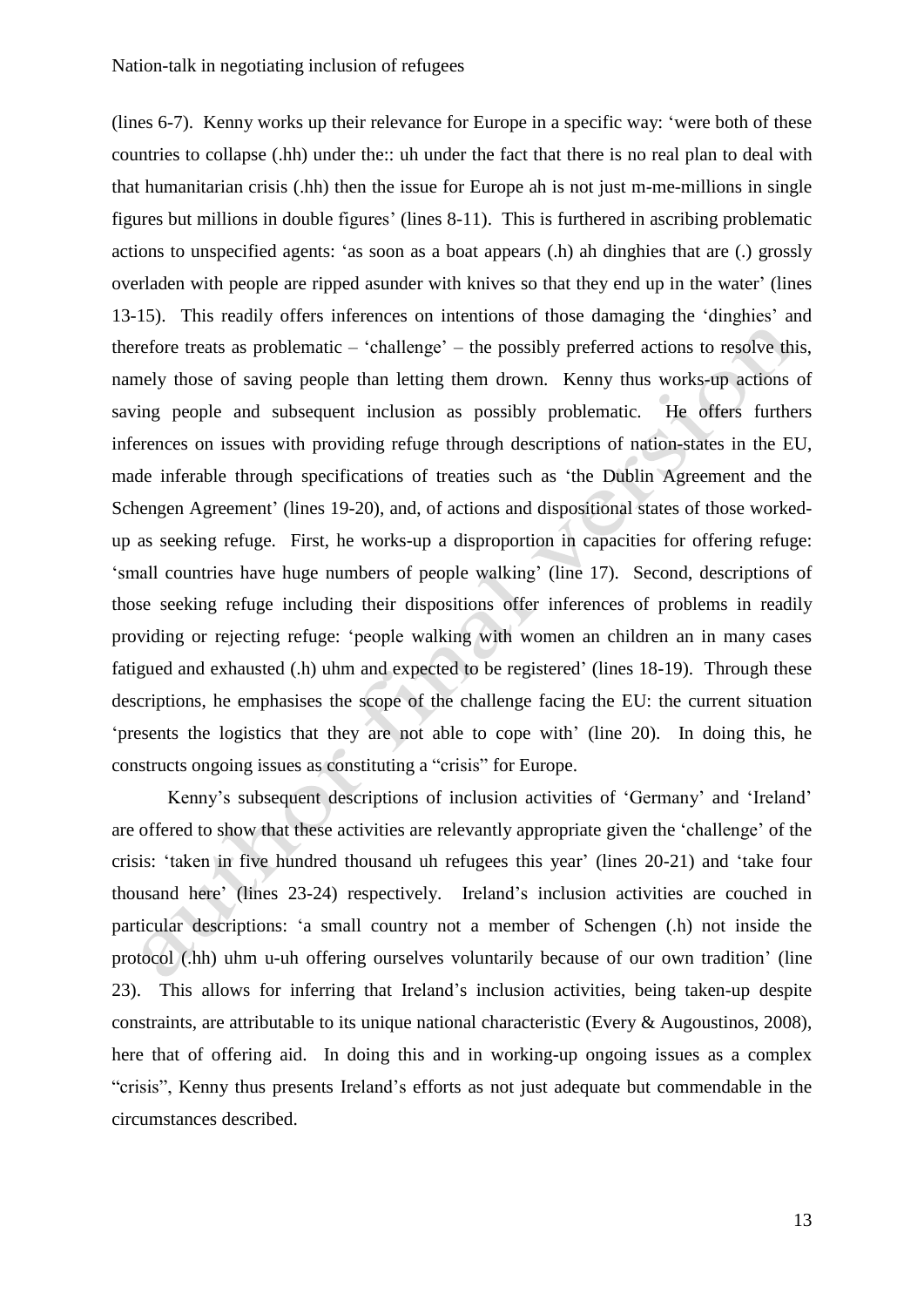(lines 6-7). Kenny works up their relevance for Europe in a specific way: 'were both of these countries to collapse (.hh) under the:: uh under the fact that there is no real plan to deal with that humanitarian crisis (.hh) then the issue for Europe ah is not just m-me-millions in single figures but millions in double figures' (lines 8-11). This is furthered in ascribing problematic actions to unspecified agents: 'as soon as a boat appears (.h) ah dinghies that are (.) grossly overladen with people are ripped asunder with knives so that they end up in the water' (lines 13-15). This readily offers inferences on intentions of those damaging the 'dinghies' and therefore treats as problematic – 'challenge' – the possibly preferred actions to resolve this, namely those of saving people than letting them drown. Kenny thus works-up actions of saving people and subsequent inclusion as possibly problematic. He offers furthers inferences on issues with providing refuge through descriptions of nation-states in the EU, made inferable through specifications of treaties such as 'the Dublin Agreement and the Schengen Agreement' (lines 19-20), and, of actions and dispositional states of those worked-up as seeking refuge. First, he works-up a disproportion in capacities for offering refuge: 'small countries have huge numbers of people walking' (line 17). Second, descriptions of those seeking refuge including their dispositions offer inferences of problems in readily providing or rejecting refuge: 'people walking with women an children an in many cases fatigued and exhausted (.h) uhm and expected to be registered' (lines 18-19). Through these descriptions, he emphasises the scope of the challenge facing the EU: the current situation 'presents the logistics that they are not able to cope with' (line 20). In doing this, he constructs ongoing issues as constituting a "crisis" for Europe.

Kenny's subsequent descriptions of inclusion activities of 'Germany' and 'Ireland' are offered to show that these activities are relevantly appropriate given the 'challenge' of the crisis: 'taken in five hundred thousand uh refugees this year' (lines 20-21) and 'take four thousand here' (lines 23-24) respectively. Ireland's inclusion activities are couched in particular descriptions: 'a small country not a member of Schengen (.h) not inside the protocol (.hh) uhm u-uh offering ourselves voluntarily because of our own tradition' (line 23). This allows for inferring that Ireland's inclusion activities, being taken-up despite constraints, are attributable to its unique national characteristic (Every & Augoustinos, 2008), here that of offering aid. In doing this and in working-up ongoing issues as a complex "crisis", Kenny thus presents Ireland's efforts as not just adequate but commendable in the circumstances described.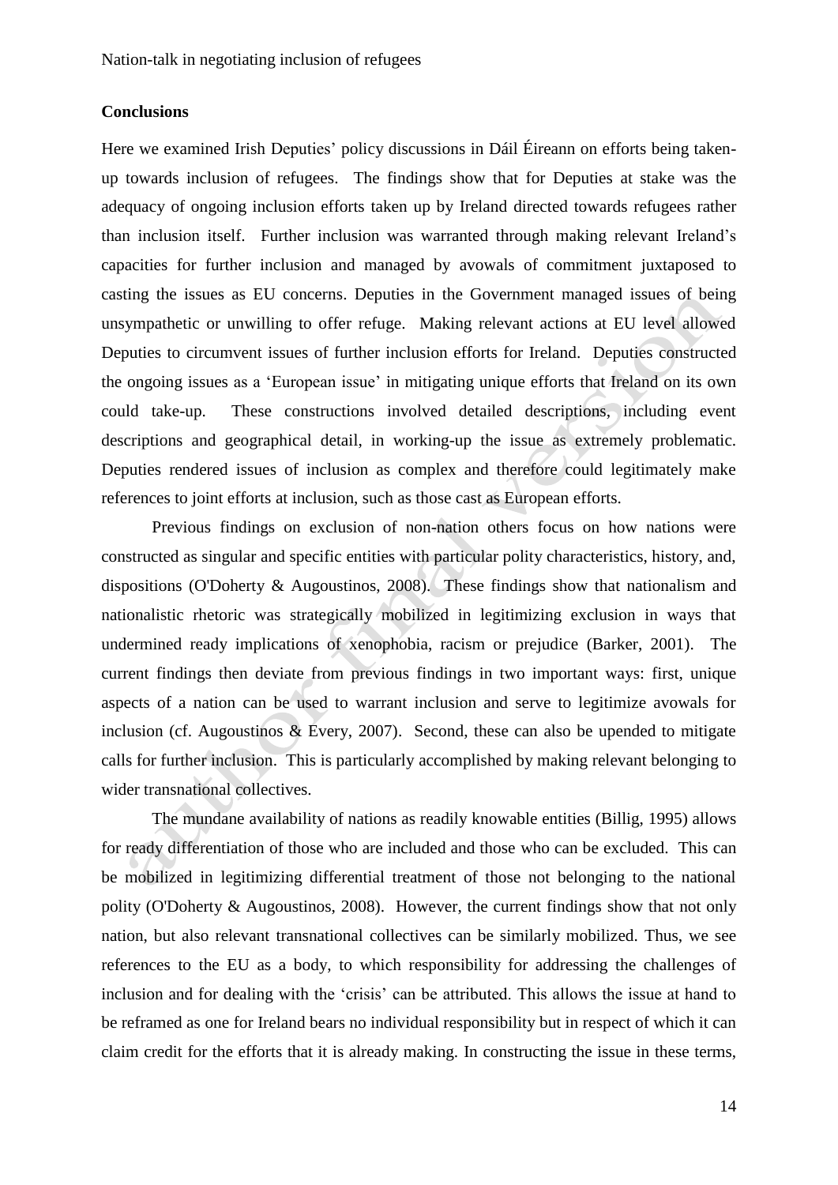## Conclusions

Here we examined Irish Deputies' policy discussions in Dáil Éireann on efforts being taken-up towards inclusion of refugees. The findings show that for Deputies at stake was the adequacy of ongoing inclusion efforts taken up by Ireland directed towards refugees rather than inclusion itself. Further inclusion was warranted through making relevant Ireland's capacities for further inclusion and managed by avowals of commitment juxtaposed to casting the issues as EU concerns. Deputies in the Government managed issues of being unsympathetic or unwilling to offer refuge. Making relevant actions at EU level allowed Deputies to circumvent issues of further inclusion efforts for Ireland. Deputies constructed the ongoing issues as a 'European issue' in mitigating unique efforts that Ireland on its own could take-up. These constructions involved detailed descriptions, including event descriptions and geographical detail, in working-up the issue as extremely problematic. Deputies rendered issues of inclusion as complex and therefore could legitimately make references to joint efforts at inclusion, such as those cast as European efforts.

Previous findings on exclusion of non-nation others focus on how nations were constructed as singular and specific entities with particular polity characteristics, history, and, dispositions (O'Doherty & Augoustinos, 2008). These findings show that nationalism and nationalistic rhetoric was strategically mobilized in legitimizing exclusion in ways that undermined ready implications of xenophobia, racism or prejudice (Barker, 2001). The current findings then deviate from previous findings in two important ways: first, unique aspects of a nation can be used to warrant inclusion and serve to legitimize avowals for inclusion (cf. Augoustinos & Every, 2007). Second, these can also be upended to mitigate calls for further inclusion. This is particularly accomplished by making relevant belonging to wider transnational collectives.

The mundane availability of nations as readily knowable entities (Billig, 1995) allows for ready differentiation of those who are included and those who can be excluded. This can be mobilized in legitimizing differential treatment of those not belonging to the national polity (O'Doherty & Augoustinos, 2008). However, the current findings show that not only nation, but also relevant transnational collectives can be similarly mobilized. Thus, we see references to the EU as a body, to which responsibility for addressing the challenges of inclusion and for dealing with the 'crisis' can be attributed. This allows the issue at hand to be reframed as one for Ireland bears no individual responsibility but in respect of which it can claim credit for the efforts that it is already making. In constructing the issue in these terms,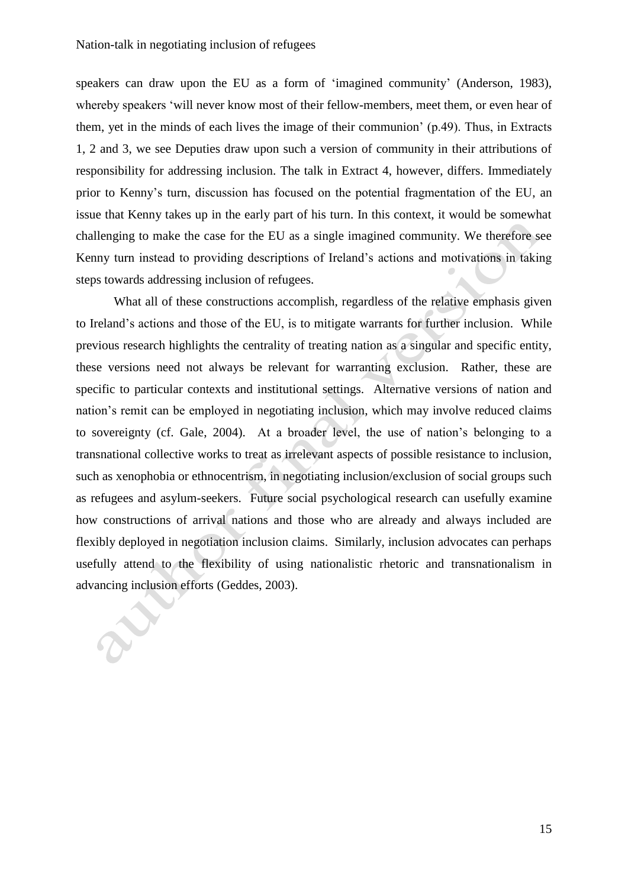speakers can draw upon the EU as a form of 'imagined community' (Anderson, 1983), whereby speakers 'will never know most of their fellow-members, meet them, or even hear of them, yet in the minds of each lives the image of their communion' (p.49). Thus, in Extracts 1, 2 and 3, we see Deputies draw upon such a version of community in their attributions of responsibility for addressing inclusion. The talk in Extract 4, however, differs. Immediately prior to Kenny's turn, discussion has focused on the potential fragmentation of the EU, an issue that Kenny takes up in the early part of his turn. In this context, it would be somewhat challenging to make the case for the EU as a single imagined community. We therefore see Kenny turn instead to providing descriptions of Ireland's actions and motivations in taking steps towards addressing inclusion of refugees.

What all of these constructions accomplish, regardless of the relative emphasis given to Ireland's actions and those of the EU, is to mitigate warrants for further inclusion. While previous research highlights the centrality of treating nation as a singular and specific entity, these versions need not always be relevant for warranting exclusion. Rather, these are specific to particular contexts and institutional settings. Alternative versions of nation and nation's remit can be employed in negotiating inclusion, which may involve reduced claims to sovereignty (cf. Gale, 2004). At a broader level, the use of nation's belonging to a transnational collective works to treat as irrelevant aspects of possible resistance to inclusion, such as xenophobia or ethnocentrism, in negotiating inclusion/exclusion of social groups such as refugees and asylum-seekers. Future social psychological research can usefully examine how constructions of arrival nations and those who are already and always included are flexibly deployed in negotiation inclusion claims. Similarly, inclusion advocates can perhaps usefully attend to the flexibility of using nationalistic rhetoric and transnationalism in advancing inclusion efforts (Geddes, 2003).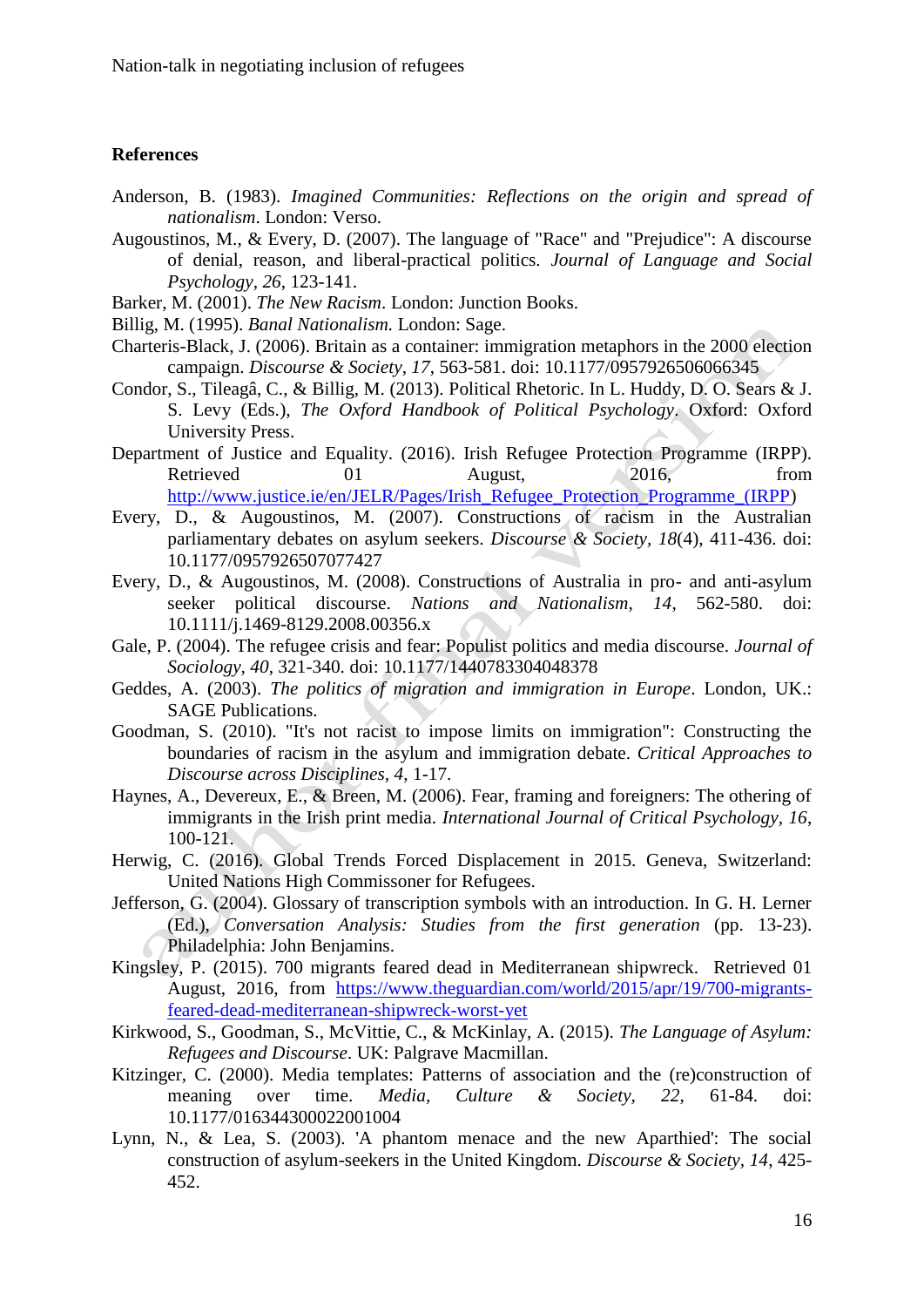## References

Anderson, B. (1983). *Imagined Communities: Reflections on the origin and spread of nationalism*. London: Verso.

Augoustinos, M., & Every, D. (2007). The language of "Race" and "Prejudice": A discourse of denial, reason, and liberal-practical politics. *Journal of Language and Social Psychology, 26*, 123-141.

Barker, M. (2001). *The New Racism*. London: Junction Books.

Billig, M. (1995). *Banal Nationalism*. London: Sage.

Charteris-Black, J. (2006). Britain as a container: immigration metaphors in the 2000 election campaign. *Discourse & Society, 17*, 563-581. doi: 10.1177/0957926506066345

Condor, S., Tileagâ, C., & Billig, M. (2013). Political Rhetoric. In L. Huddy, D. O. Sears & J. S. Levy (Eds.), *The Oxford Handbook of Political Psychology*. Oxford: Oxford University Press.

Department of Justice and Equality. (2016). Irish Refugee Protection Programme (IRPP). Retrieved 01 August, 2016, from http://www.justice.ie/en/JELR/Pages/Irish_Refugee_Protection_Programme_(IRPP)

Every, D., & Augoustinos, M. (2007). Constructions of racism in the Australian parliamentary debates on asylum seekers. *Discourse & Society, 18*(4), 411-436. doi: 10.1177/0957926507077427

Every, D., & Augoustinos, M. (2008). Constructions of Australia in pro- and anti-asylum seeker political discourse. *Nations and Nationalism, 14*, 562-580. doi: 10.1111/j.1469-8129.2008.00356.x

Gale, P. (2004). The refugee crisis and fear: Populist politics and media discourse. *Journal of Sociology, 40*, 321-340. doi: 10.1177/1440783304048378

Geddes, A. (2003). *The politics of migration and immigration in Europe*. London, UK.: SAGE Publications.

Goodman, S. (2010). "It's not racist to impose limits on immigration": Constructing the boundaries of racism in the asylum and immigration debate. *Critical Approaches to Discourse across Disciplines, 4*, 1-17.

Haynes, A., Devereux, E., & Breen, M. (2006). Fear, framing and foreigners: The othering of immigrants in the Irish print media. *International Journal of Critical Psychology, 16*, 100-121.

Herwig, C. (2016). Global Trends Forced Displacement in 2015. Geneva, Switzerland: United Nations High Commissoner for Refugees.

Jefferson, G. (2004). Glossary of transcription symbols with an introduction. In G. H. Lerner (Ed.), *Conversation Analysis: Studies from the first generation* (pp. 13-23). Philadelphia: John Benjamins.

Kingsley, P. (2015). 700 migrants feared dead in Mediterranean shipwreck. Retrieved 01 August, 2016, from https://www.theguardian.com/world/2015/apr/19/700-migrants-feared-dead-mediterranean-shipwreck-worst-yet

Kirkwood, S., Goodman, S., McVittie, C., & McKinlay, A. (2015). *The Language of Asylum: Refugees and Discourse*. UK: Palgrave Macmillan.

Kitzinger, C. (2000). Media templates: Patterns of association and the (re)construction of meaning over time. *Media, Culture & Society, 22*, 61-84. doi: 10.1177/016344300022001004

Lynn, N., & Lea, S. (2003). 'A phantom menace and the new Aparthied': The social construction of asylum-seekers in the United Kingdom. *Discourse & Society, 14*, 425-452.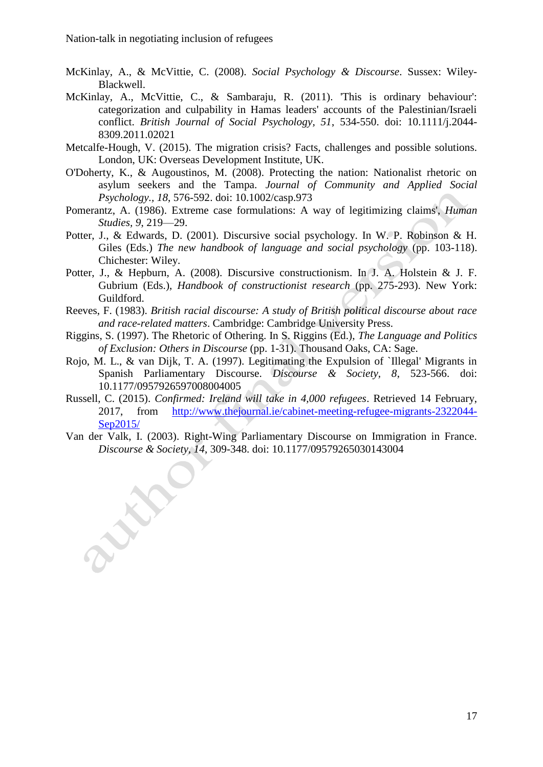McKinlay, A., & McVittie, C. (2008). *Social Psychology & Discourse*. Sussex: Wiley-Blackwell.

McKinlay, A., McVittie, C., & Sambaraju, R. (2011). 'This is ordinary behaviour': categorization and culpability in Hamas leaders' accounts of the Palestinian/Israeli conflict. *British Journal of Social Psychology, 51*, 534-550. doi: 10.1111/j.2044-8309.2011.02021

Metcalfe-Hough, V. (2015). The migration crisis? Facts, challenges and possible solutions. London, UK: Overseas Development Institute, UK.

O'Doherty, K., & Augoustinos, M. (2008). Protecting the nation: Nationalist rhetoric on asylum seekers and the Tampa. *Journal of Community and Applied Social Psychology., 18*, 576-592. doi: 10.1002/casp.973

Pomerantz, A. (1986). Extreme case formulations: A way of legitimizing claims', *Human Studies, 9*, 219—29.

Potter, J., & Edwards, D. (2001). Discursive social psychology. In W. P. Robinson & H. Giles (Eds.) *The new handbook of language and social psychology* (pp. 103-118). Chichester: Wiley.

Potter, J., & Hepburn, A. (2008). Discursive constructionism. In J. A. Holstein & J. F. Gubrium (Eds.), *Handbook of constructionist research* (pp. 275-293). New York: Guildford.

Reeves, F. (1983). *British racial discourse: A study of British political discourse about race and race-related matters*. Cambridge: Cambridge University Press.

Riggins, S. (1997). The Rhetoric of Othering. In S. Riggins (Ed.), *The Language and Politics of Exclusion: Others in Discourse* (pp. 1-31). Thousand Oaks, CA: Sage.

Rojo, M. L., & van Dijk, T. A. (1997). Legitimating the Expulsion of `Illegal' Migrants in Spanish Parliamentary Discourse. *Discourse & Society, 8*, 523-566. doi: 10.1177/0957926597008004005

Russell, C. (2015). *Confirmed: Ireland will take in 4,000 refugees*. Retrieved 14 February, 2017, from http://www.thejournal.ie/cabinet-meeting-refugee-migrants-2322044-Sep2015/

Van der Valk, I. (2003). Right-Wing Parliamentary Discourse on Immigration in France. *Discourse & Society, 14*, 309-348. doi: 10.1177/09579265030143004